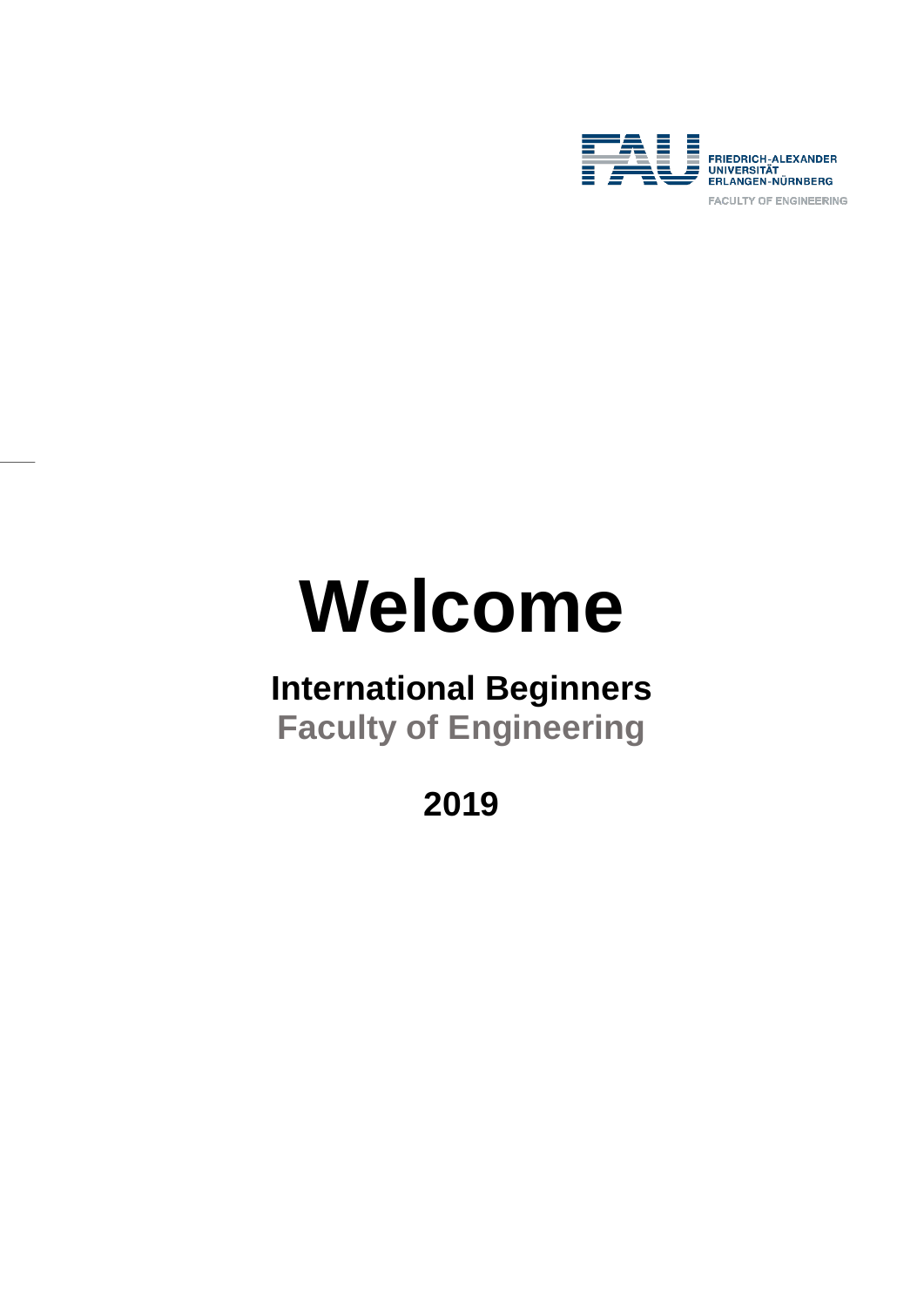FRIEDRICH-ALEXANDER UNIVERSITÄT ERLANGEN-NÜRNBERG

FACULTY OF ENGINEERING

# Welcome

## International Beginners

## Faculty of Engineering

## 2019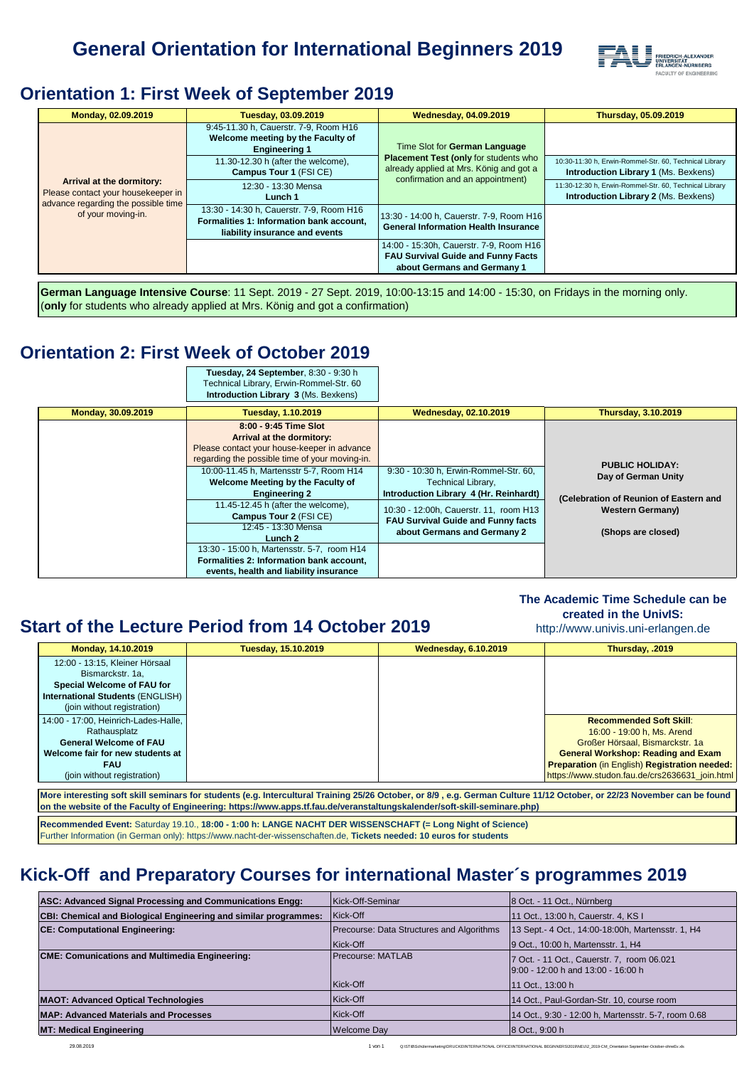# General Orientation for International Beginners 2019

## Orientation 1: First Week of September 2019

| Monday, 02.09.2019 | Tuesday, 03.09.2019 | Wednesday, 04.09.2019 | Thursday, 05.09.2019 |
|---|---|---|---|
| **Arrival at the dormitory:** Please contact your housekeeper in advance regarding the possible time of your moving-in. | 9:45-11.30 h, Cauerstr. 7-9, Room H16 **Welcome meeting by the Faculty of Engineering 1** | Time Slot for **German Language Placement Test (only** for students who already applied at Mrs. König and got a confirmation and an appointment) | |
| | 11.30-12.30 h (after the welcome), **Campus Tour 1** (FSI CE) | | 10:30-11:30 h, Erwin-Rommel-Str. 60, Technical Library **Introduction Library 1** (Ms. Bexkens) |
| | 12:30 - 13:30 Mensa **Lunch 1** | | 11:30-12:30 h, Erwin-Rommel-Str. 60, Technical Library **Introduction Library 2** (Ms. Bexkens) |
| | 13:30 - 14:30 h, Cauerstr. 7-9, Room H16 **Formalities 1: Information bank account, liability insurance and events** | 13:30 - 14:00 h, Cauerstr. 7-9, Room H16 **General Information Health Insurance** | |
| | | 14:00 - 15:30h, Cauerstr. 7-9, Room H16 **FAU Survival Guide and Funny Facts about Germans and Germany 1** | |

**German Language Intensive Course**: 11 Sept. 2019 - 27 Sept. 2019, 10:00-13:15 and 14:00 - 15:30, for Fridays in the morning only. (**only** for students who already applied at Mrs. König and got a confirmation)

## Orientation 2: First Week of October 2019

**Tuesday, 24 September**, 8:30 - 9:30 h
Technical Library, Erwin-Rommel-Str. 60
**Introduction Library 3** (Ms. Bexkens)

| Monday, 30.09.2019 | Tuesday, 1.10.2019 | Wednesday, 02.10.2019 | Thursday, 3.10.2019 |
|---|---|---|---|
| | **8:00 - 9:45 Time Slot** **Arrival at the dormitory:** Please contact your house-keeper in advance regarding the possible time of your moving-in. | | **PUBLIC HOLIDAY: Day of German Unity** **(Celebration of Reunion of Eastern and Western Germany)** **(Shops are closed)** |
| | 10:00-11.45 h, Martensstr 5-7, Room H14 **Welcome Meeting by the Faculty of Engineering 2** | 9:30 - 10:30 h, Erwin-Rommel-Str. 60, Technical Library, **Introduction Library 4 (Hr. Reinhardt)** | |
| | 11.45-12.45 h (after the welcome), **Campus Tour 2** (FSI CE) | 10:30 - 12:00h, Cauerstr. 11, room H13 **FAU Survival Guide and Funny facts about Germans and Germany 2** | |
| | 12:45 - 13:30 Mensa **Lunch 2** | | |
| | 13:30 - 15:00 h, Martensstr. 5-7, room H14 **Formalities 2: Information bank account, events, health and liability insurance** | | |

## Start of the Lecture Period from 14 October 2019

**The Academic Time Schedule can be created in the UnivIS:**
http://www.univis.uni-erlangen.de

| Monday, 14.10.2019 | Tuesday, 15.10.2019 | Wednesday, 6.10.2019 | Thursday, .2019 |
|---|---|---|---|
| 12:00 - 13:15, Kleiner Hörsaal Bismarckstr. 1a, **Special Welcome of FAU for International Students** (ENGLISH) (join without registration) | | | |
| 14:00 - 17:00, Heinrich-Lades-Halle, Rathausplatz **General Welcome of FAU Welcome fair for new students at FAU** (join without registration) | | | **Recommended Soft Skill**: 16:00 - 19:00 h, Ms. Arend Großer Hörsaal, Bismarckstr. 1a **General Workshop: Reading and Exam Preparation** (in English) **Registration needed:** https://www.studon.fau.de/crs2636631_join.html |

**More interesting soft skill seminars for students (e.g. Intercultural Training 25/26 October, or 8/9 , e.g. German Culture 11/12 October, or 22/23 November can be found on the website of the Faculty of Engineering: https://www.apps.tf.fau.de/veranstaltungskalender/soft-skill-seminare.php)**

**Recommended Event:** Saturday 19.10., **18:00 - 1:00 h: LANGE NACHT DER WISSENSCHAFT (= Long Night of Science)**
Further Information (in German only): https://www.nacht-der-wissenschaften.de, **Tickets needed: 10 euros for students**

## Kick-Off and Preparatory Courses for international Master´s programmes 2019

| Programme | Event | Date / Place |
|---|---|---|
| **ASC: Advanced Signal Processing and Communications Engg:** | Kick-Off-Seminar | 8 Oct. - 11 Oct., Nürnberg |
| **CBI: Chemical and Biological Engineering and similar programmes:** | Kick-Off | 11 Oct., 13:00 h, Cauerstr. 4, KS I |
| **CE: Computational Engineering:** | Precourse: Data Structures and Algorithms | 13 Sept.- 4 Oct., 14:00-18:00h, Martensstr. 1, H4 |
| | Kick-Off | 9 Oct., 10:00 h, Martensstr. 1, H4 |
| **CME: Comunications and Multimedia Engineering:** | Precourse: MATLAB | 7 Oct. - 11 Oct., Cauerstr. 7, room 06.021 9:00 - 12:00 h and 13:00 - 16:00 h |
| | Kick-Off | 11 Oct., 13:00 h |
| **MAOT: Advanced Optical Technologies** | Kick-Off | 14 Oct., Paul-Gordan-Str. 10, course room |
| **MAP: Advanced Materials and Processes** | Kick-Off | 14 Oct., 9:30 - 12:00 h, Martensstr. 5-7, room 0.68 |
| **MT: Medical Engineering** | Welcome Day | 8 Oct., 9:00 h |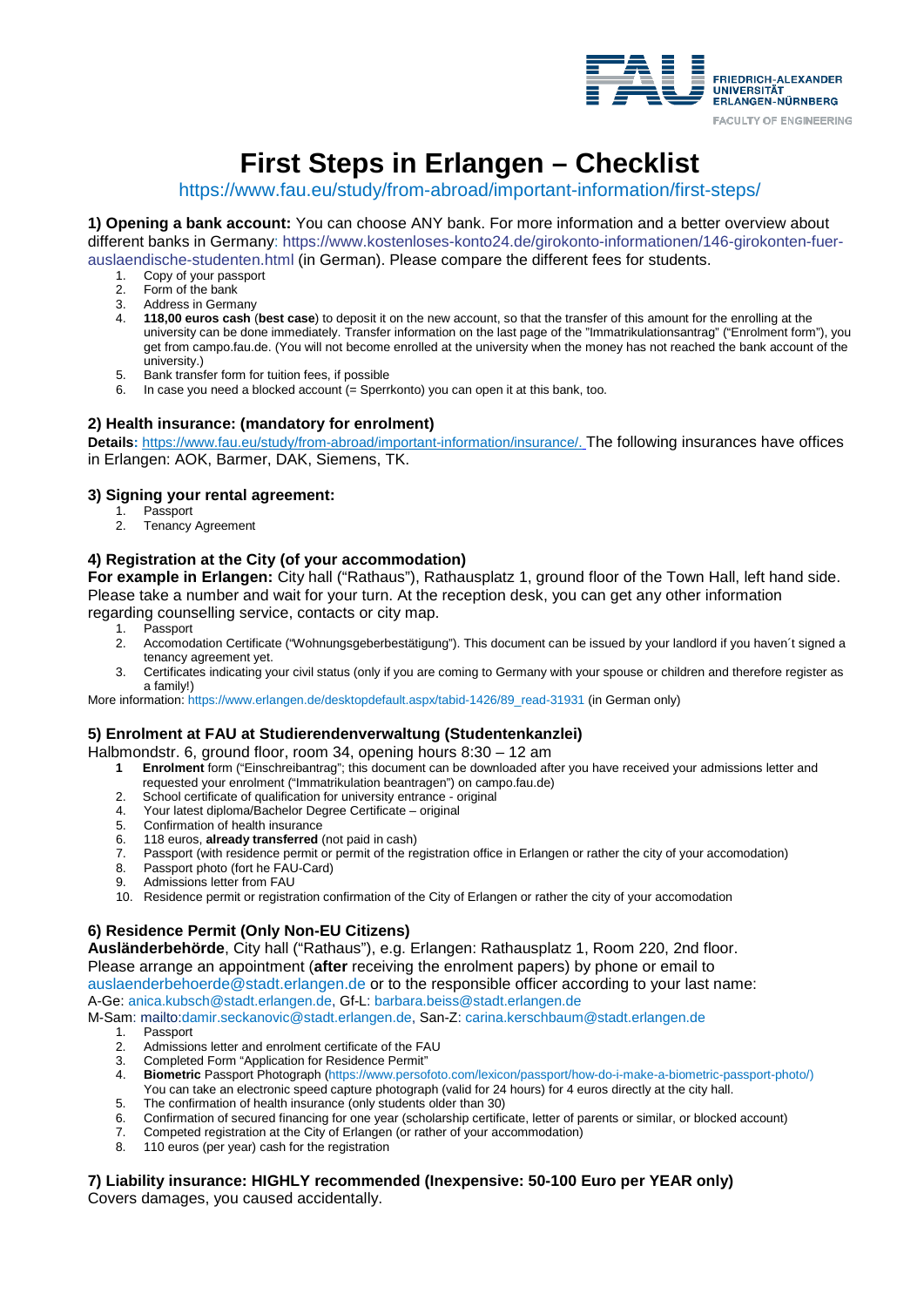FRIEDRICH-ALEXANDER UNIVERSITÄT ERLANGEN-NÜRNBERG

FACULTY OF ENGINEERING

# First Steps in Erlangen – Checklist

https://www.fau.eu/study/from-abroad/important-information/first-steps/

**1) Opening a bank account:** You can choose ANY bank. For more information and a better overview about different banks in Germany: https://www.kostenloses-konto24.de/girokonto-informationen/146-girokonten-fuer-auslaendische-studenten.html (in German). Please compare the different fees for students.

1. Copy of your passport
2. Form of the bank
3. Address in Germany
4. **118,00 euros cash** (**best case**) to deposit it on the new account, so that the transfer of this amount for the enrolling at the university can be done immediately. Transfer information on the last page of the "Immatrikulationsantrag" ("Enrolment form"), you get from campo.fau.de. (You will not become enrolled at the university when the money has not reached the bank account of the university.)
5. Bank transfer form for tuition fees, if possible
6. In case you need a blocked account (= Sperrkonto) you can open it at this bank, too.

### 2) Health insurance: (mandatory for enrolment)

**Details**: https://www.fau.eu/study/from-abroad/important-information/insurance/. The following insurances have offices in Erlangen: AOK, Barmer, DAK, Siemens, TK.

### 3) Signing your rental agreement:

1. Passport
2. Tenancy Agreement

### 4) Registration at the City (of your accommodation)

**For example in Erlangen:** City hall ("Rathaus"), Rathausplatz 1, ground floor of the Town Hall, left hand side. Please take a number and wait for your turn. At the reception desk, you can get any other information regarding counselling service, contacts or city map.

1. Passport
2. Accomodation Certificate ("Wohnungsgeberbestätigung"). This document can be issued by your landlord if you haven´t signed a tenancy agreement yet.
3. Certificates indicating your civil status (only if you are coming to Germany with your spouse or children and therefore register as a family!)

More information: https://www.erlangen.de/desktopdefault.aspx/tabid-1426/89_read-31931 (in German only)

### 5) Enrolment at FAU at Studierendenverwaltung (Studentenkanzlei)

Halbmondstr. 6, ground floor, room 34, opening hours 8:30 – 12 am

1. **Enrolment** form ("Einschreibantrag"; this document can be downloaded after you have received your admissions letter and requested your enrolment ("Immatrikulation beantragen") on campo.fau.de)
2. School certificate of qualification for university entrance - original
4. Your latest diploma/Bachelor Degree Certificate – original
5. Confirmation of health insurance
6. 118 euros, **already transferred** (not paid in cash)
7. Passport (with residence permit or permit of the registration office in Erlangen or rather the city of your accomodation)
8. Passport photo (fort he FAU-Card)
9. Admissions letter from FAU
10. Residence permit or registration confirmation of the City of Erlangen or rather the city of your accomodation

### 6) Residence Permit (Only Non-EU Citizens)

**Ausländerbehörde**, City hall ("Rathaus"), e.g. Erlangen: Rathausplatz 1, Room 220, 2nd floor. Please arrange an appointment (**after** receiving the enrolment papers) by phone or email to auslaenderbehoerde@stadt.erlangen.de or to the responsible officer according to your last name:
A-Ge: anica.kubsch@stadt.erlangen.de, Gf-L: barbara.beiss@stadt.erlangen.de
M-Sam: mailto:damir.seckanovic@stadt.erlangen.de, San-Z: carina.kerschbaum@stadt.erlangen.de

1. Passport
2. Admissions letter and enrolment certificate of the FAU
3. Completed Form "Application for Residence Permit"
4. **Biometric** Passport Photograph (https://www.persofoto.com/lexicon/passport/how-do-i-make-a-biometric-passport-photo/) You can take an electronic speed capture photograph (valid for 24 hours) for 4 euros directly at the city hall.
5. The confirmation of health insurance (only students older than 30)
6. Confirmation of secured financing for one year (scholarship certificate, letter of parents or similar, or blocked account)
7. Competed registration at the City of Erlangen (or rather of your accommodation)
8. 110 euros (per year) cash for the registration

### 7) Liability insurance: HIGHLY recommended (Inexpensive: 50-100 Euro per YEAR only)

Covers damages, you caused accidentally.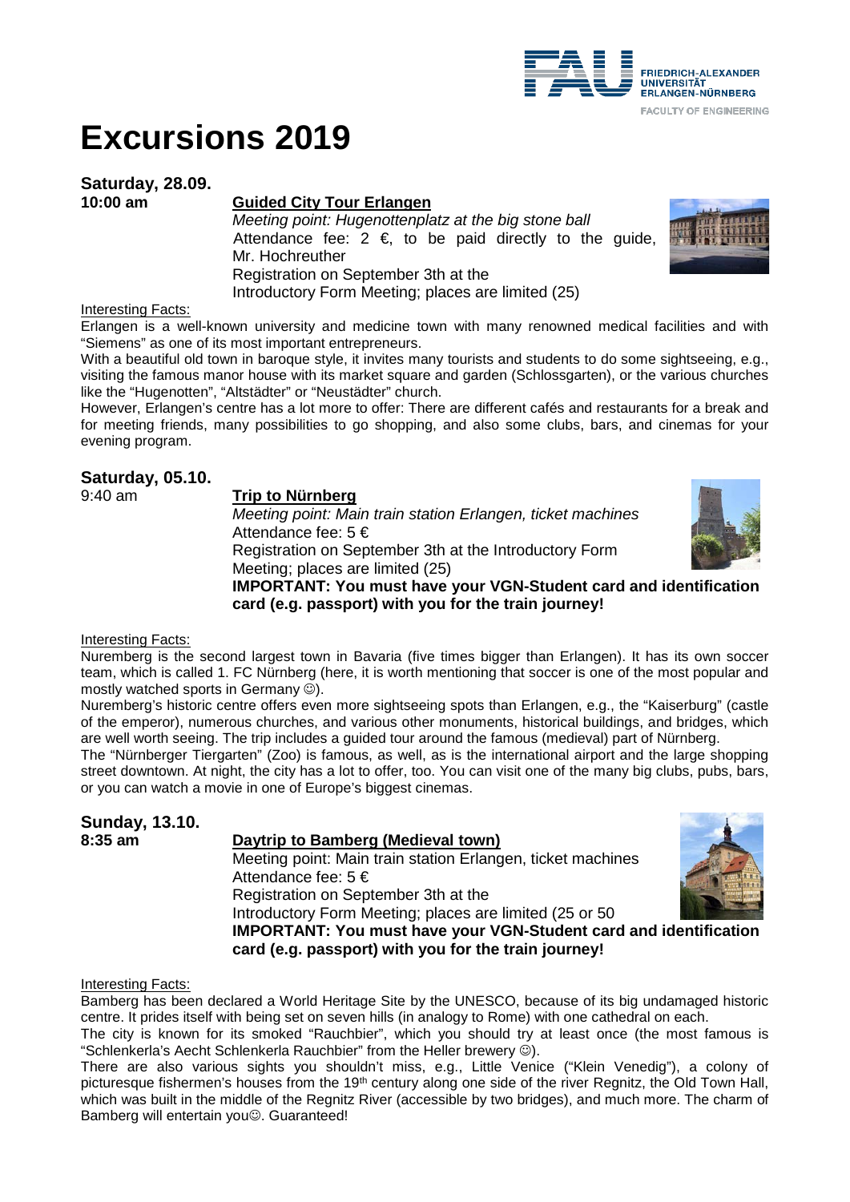# Excursions 2019

## Saturday, 28.09.

**10:00 am**

**Guided City Tour Erlangen**

*Meeting point: Hugenottenplatz at the big stone ball*

Attendance fee: 2 €, to be paid directly to the guide, Mr. Hochreuther

Registration on September 3th at the Introductory Form Meeting; places are limited (25)

Interesting Facts:

Erlangen is a well-known university and medicine town with many renowned medical facilities and with "Siemens" as one of its most important entrepreneurs.

With a beautiful old town in baroque style, it invites many tourists and students to do some sightseeing, e.g., visiting the famous manor house with its market square and garden (Schlossgarten), or the various churches like the "Hugenotten", "Altstädter" or "Neustädter" church.

However, Erlangen's centre has a lot more to offer: There are different cafés and restaurants for a break and for meeting friends, many possibilities to go shopping, and also some clubs, bars, and cinemas for your evening program.

## Saturday, 05.10.

9:40 am

**Trip to Nürnberg**

*Meeting point: Main train station Erlangen, ticket machines*

Attendance fee: 5 €

Registration on September 3th at the Introductory Form Meeting; places are limited (25)

**IMPORTANT: You must have your VGN-Student card and identification card (e.g. passport) with you for the train journey!**

Interesting Facts:

Nuremberg is the second largest town in Bavaria (five times bigger than Erlangen). It has its own soccer team, which is called 1. FC Nürnberg (here, it is worth mentioning that soccer is one of the most popular and mostly watched sports in Germany ☺).

Nuremberg's historic centre offers even more sightseeing spots than Erlangen, e.g., the "Kaiserburg" (castle of the emperor), numerous churches, and various other monuments, historical buildings, and bridges, which are well worth seeing. The trip includes a guided tour around the famous (medieval) part of Nürnberg.

The "Nürnberger Tiergarten" (Zoo) is famous, as well, as is the international airport and the large shopping street downtown. At night, the city has a lot to offer, too. You can visit one of the many big clubs, pubs, bars, or you can watch a movie in one of Europe's biggest cinemas.

## Sunday, 13.10.

**8:35 am**

**Daytrip to Bamberg (Medieval town)**

Meeting point: Main train station Erlangen, ticket machines

Attendance fee: 5 €

Registration on September 3th at the Introductory Form Meeting; places are limited (25 or 50

**IMPORTANT: You must have your VGN-Student card and identification card (e.g. passport) with you for the train journey!**

Interesting Facts:

Bamberg has been declared a World Heritage Site by the UNESCO, because of its big undamaged historic centre. It prides itself with being set on seven hills (in analogy to Rome) with one cathedral on each.

The city is known for its smoked "Rauchbier", which you should try at least once (the most famous is "Schlenkerla's Aecht Schlenkerla Rauchbier" from the Heller brewery ☺).

There are also various sights you shouldn't miss, e.g., Little Venice ("Klein Venedig"), a colony of picturesque fishermen's houses from the 19th century along one side of the river Regnitz, the Old Town Hall, which was built in the middle of the Regnitz River (accessible by two bridges), and much more. The charm of Bamberg will entertain you☺. Guaranteed!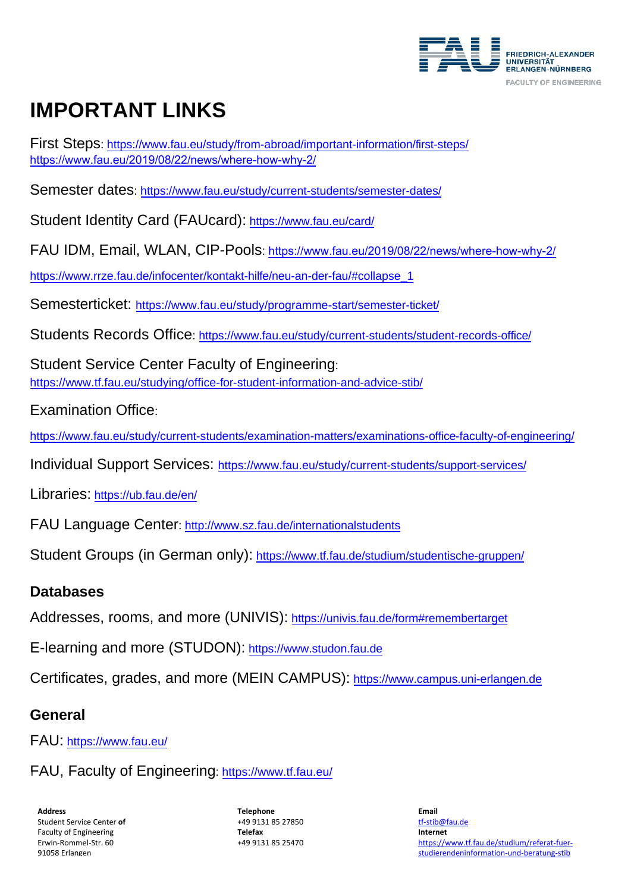# IMPORTANT LINKS

First Steps: https://www.fau.eu/study/from-abroad/important-information/first-steps/
https://www.fau.eu/2019/08/22/news/where-how-why-2/

Semester dates: https://www.fau.eu/study/current-students/semester-dates/

Student Identity Card (FAUcard): https://www.fau.eu/card/

FAU IDM, Email, WLAN, CIP-Pools: https://www.fau.eu/2019/08/22/news/where-how-why-2/

https://www.rrze.fau.de/infocenter/kontakt-hilfe/neu-an-der-fau/#collapse_1

Semesterticket: https://www.fau.eu/study/programme-start/semester-ticket/

Students Records Office: https://www.fau.eu/study/current-students/student-records-office/

Student Service Center Faculty of Engineering:
https://www.tf.fau.eu/studying/office-for-student-information-and-advice-stib/

Examination Office:

https://www.fau.eu/study/current-students/examination-matters/examinations-office-faculty-of-engineering/

Individual Support Services: https://www.fau.eu/study/current-students/support-services/

Libraries: https://ub.fau.de/en/

FAU Language Center: http://www.sz.fau.de/internationalstudents

Student Groups (in German only): https://www.tf.fau.de/studium/studentische-gruppen/

## Databases

Addresses, rooms, and more (UNIVIS): https://univis.fau.de/form#remembertarget

E-learning and more (STUDON): https://www.studon.fau.de

Certificates, grades, and more (MEIN CAMPUS): https://www.campus.uni-erlangen.de

## General

FAU: https://www.fau.eu/

FAU, Faculty of Engineering: https://www.tf.fau.eu/

**Address**
Student Service Center **of** Faculty of Engineering
Erwin-Rommel-Str. 60
91058 Erlangen

**Telephone**
+49 9131 85 27850
**Telefax**
+49 9131 85 25470

**Email**
tf-stib@fau.de
**Internet**
https://www.tf.fau.de/studium/referat-fuer-studierendeninformation-und-beratung-stib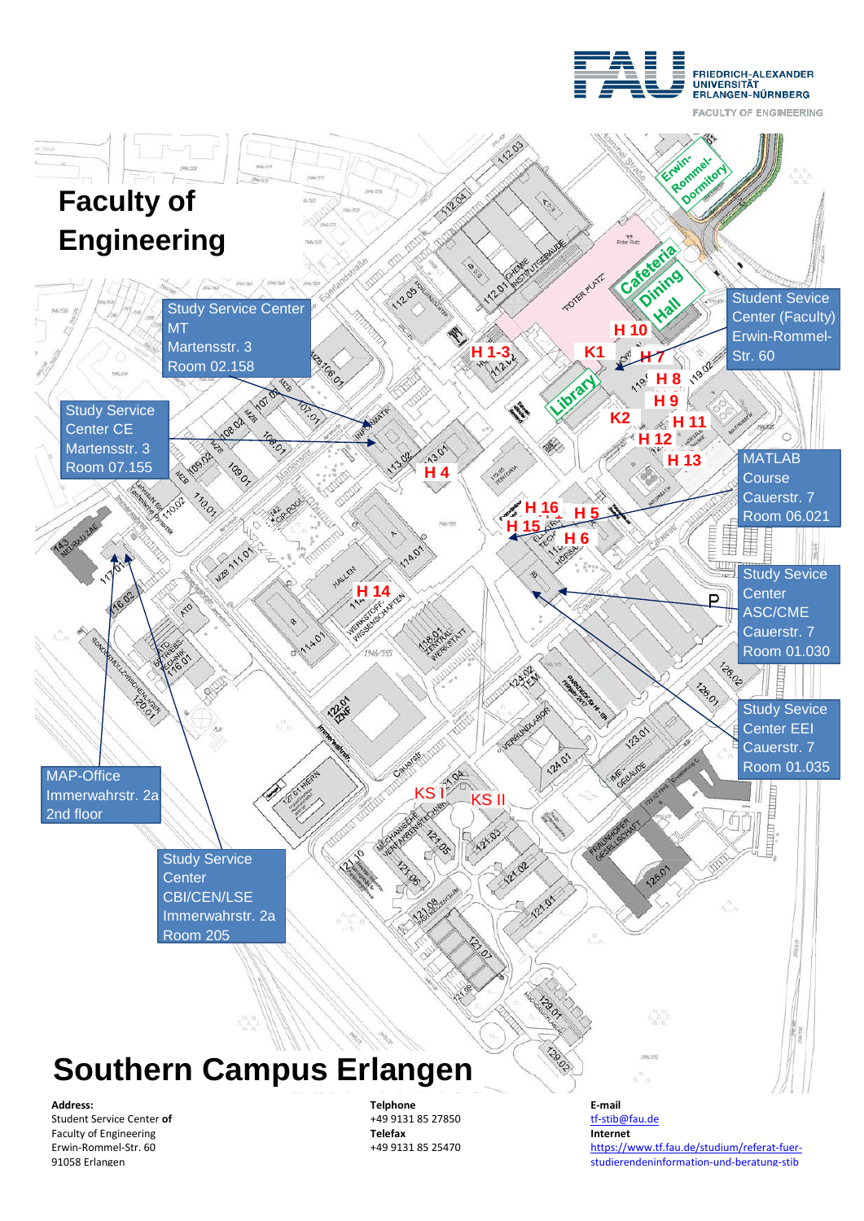FRIEDRICH-ALEXANDER
UNIVERSITÄT
ERLANGEN-NÜRNBERG

FACULTY OF ENGINEERING

# Faculty of Engineering

Study Service Center MT
Martensstr. 3
Room 02.158

Study Service Center CE
Martensstr. 3
Room 07.155

Student Service Center (Faculty)
Erwin-Rommel-Str. 60

MATLAB Course
Cauerstr. 7
Room 06.021

Study Sevice Center ASC/CME
Cauerstr. 7
Room 01.030

Study Sevice Center EEI
Cauerstr. 7
Room 01.035

MAP-Office
Immerwahrstr. 2a
2nd floor

Study Sevice Center CBI/CEN/LSE
Immerwahrstr. 2a
Room 205

Erwin-Rommel-Dormitory

Cafeteria Dining Hall

Library

H 1-3, H 4, H 5, H 6, H 7, H 8, H 9, H 10, H 11, H 12, H 13, H 14, H 15, H 16, K1, K2, KS I, KS II

# Southern Campus Erlangen

**Address:**
Student Service Center **of**
Faculty of Engineering
Erwin-Rommel-Str. 60
91058 Erlangen

**Telphone**
+49 9131 85 27850
**Telefax**
+49 9131 85 25470

**E-mail**
tf-stib@fau.de
**Internet**
https://www.tf.fau.de/studium/referat-fuer-studierendeninformation-und-beratung-stib